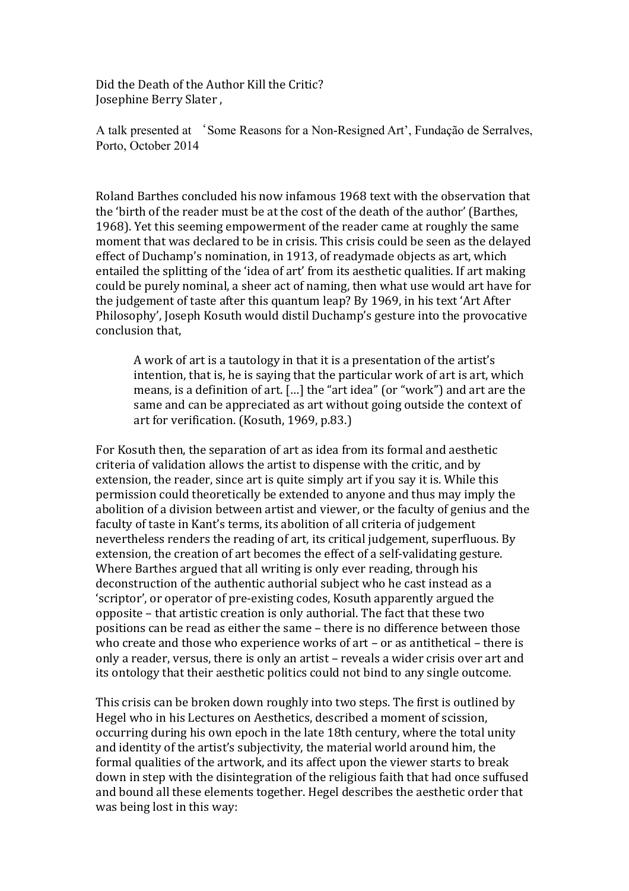Did the Death of the Author Kill the Critic?
Josephine Berry Slater ,

A talk presented at ‘Some Reasons for a Non-Resigned Art’, Fundação de Serralves, Porto, October 2014

Roland Barthes concluded his now infamous 1968 text with the observation that the ‘birth of the reader must be at the cost of the death of the author’ (Barthes, 1968). Yet this seeming empowerment of the reader came at roughly the same moment that was declared to be in crisis. This crisis could be seen as the delayed effect of Duchamp's nomination, in 1913, of readymade objects as art, which entailed the splitting of the ‘idea of art’ from its aesthetic qualities. If art making could be purely nominal, a sheer act of naming, then what use would art have for the judgement of taste after this quantum leap? By 1969, in his text ‘Art After Philosophy’, Joseph Kosuth would distil Duchamp's gesture into the provocative conclusion that,

> A work of art is a tautology in that it is a presentation of the artist's intention, that is, he is saying that the particular work of art is art, which means, is a definition of art. [...] the “art idea” (or “work”) and art are the same and can be appreciated as art without going outside the context of art for verification. (Kosuth, 1969, p.83.)

For Kosuth then, the separation of art as idea from its formal and aesthetic criteria of validation allows the artist to dispense with the critic, and by extension, the reader, since art is quite simply art if you say it is. While this permission could theoretically be extended to anyone and thus may imply the abolition of a division between artist and viewer, or the faculty of genius and the faculty of taste in Kant's terms, its abolition of all criteria of judgement nevertheless renders the reading of art, its critical judgement, superfluous. By extension, the creation of art becomes the effect of a self-validating gesture. Where Barthes argued that all writing is only ever reading, through his deconstruction of the authentic authorial subject who he cast instead as a ‘scriptor’, or operator of pre-existing codes, Kosuth apparently argued the opposite – that artistic creation is only authorial. The fact that these two positions can be read as either the same – there is no difference between those who create and those who experience works of art – or as antithetical – there is only a reader, versus, there is only an artist – reveals a wider crisis over art and its ontology that their aesthetic politics could not bind to any single outcome.

This crisis can be broken down roughly into two steps. The first is outlined by Hegel who in his Lectures on Aesthetics, described a moment of scission, occurring during his own epoch in the late 18th century, where the total unity and identity of the artist's subjectivity, the material world around him, the formal qualities of the artwork, and its affect upon the viewer starts to break down in step with the disintegration of the religious faith that had once suffused and bound all these elements together. Hegel describes the aesthetic order that was being lost in this way: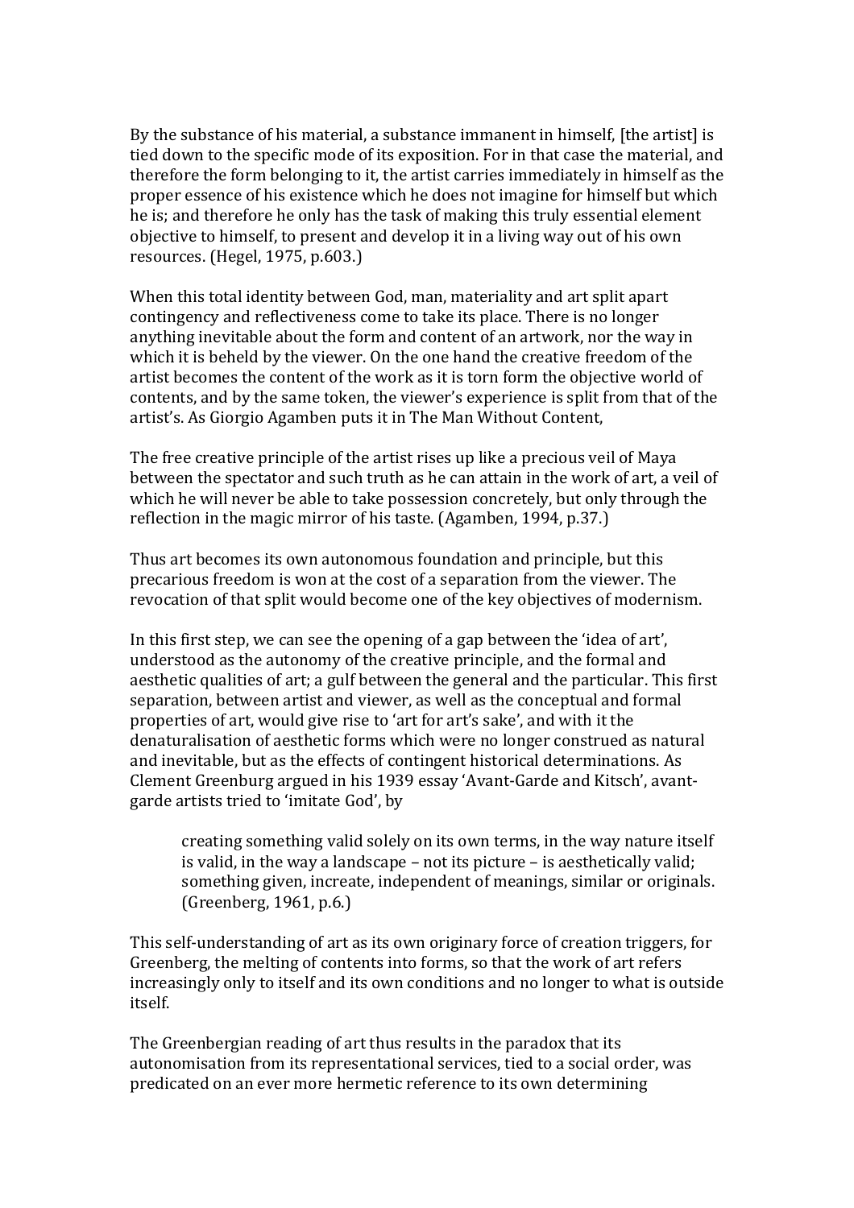By the substance of his material, a substance immanent in himself, [the artist] is tied down to the specific mode of its exposition. For in that case the material, and therefore the form belonging to it, the artist carries immediately in himself as the proper essence of his existence which he does not imagine for himself but which he is; and therefore he only has the task of making this truly essential element objective to himself, to present and develop it in a living way out of his own resources. (Hegel, 1975, p.603.)

When this total identity between God, man, materiality and art split apart contingency and reflectiveness come to take its place. There is no longer anything inevitable about the form and content of an artwork, nor the way in which it is beheld by the viewer. On the one hand the creative freedom of the artist becomes the content of the work as it is torn form the objective world of contents, and by the same token, the viewer's experience is split from that of the artist's. As Giorgio Agamben puts it in The Man Without Content,

The free creative principle of the artist rises up like a precious veil of Maya between the spectator and such truth as he can attain in the work of art, a veil of which he will never be able to take possession concretely, but only through the reflection in the magic mirror of his taste. (Agamben, 1994, p.37.)

Thus art becomes its own autonomous foundation and principle, but this precarious freedom is won at the cost of a separation from the viewer. The revocation of that split would become one of the key objectives of modernism.

In this first step, we can see the opening of a gap between the 'idea of art', understood as the autonomy of the creative principle, and the formal and aesthetic qualities of art; a gulf between the general and the particular. This first separation, between artist and viewer, as well as the conceptual and formal properties of art, would give rise to 'art for art's sake', and with it the denaturalisation of aesthetic forms which were no longer construed as natural and inevitable, but as the effects of contingent historical determinations. As Clement Greenburg argued in his 1939 essay 'Avant-Garde and Kitsch', avant-garde artists tried to 'imitate God', by

> creating something valid solely on its own terms, in the way nature itself is valid, in the way a landscape – not its picture – is aesthetically valid; something given, increate, independent of meanings, similar or originals. (Greenberg, 1961, p.6.)

This self-understanding of art as its own originary force of creation triggers, for Greenberg, the melting of contents into forms, so that the work of art refers increasingly only to itself and its own conditions and no longer to what is outside itself.

The Greenbergian reading of art thus results in the paradox that its autonomisation from its representational services, tied to a social order, was predicated on an ever more hermetic reference to its own determining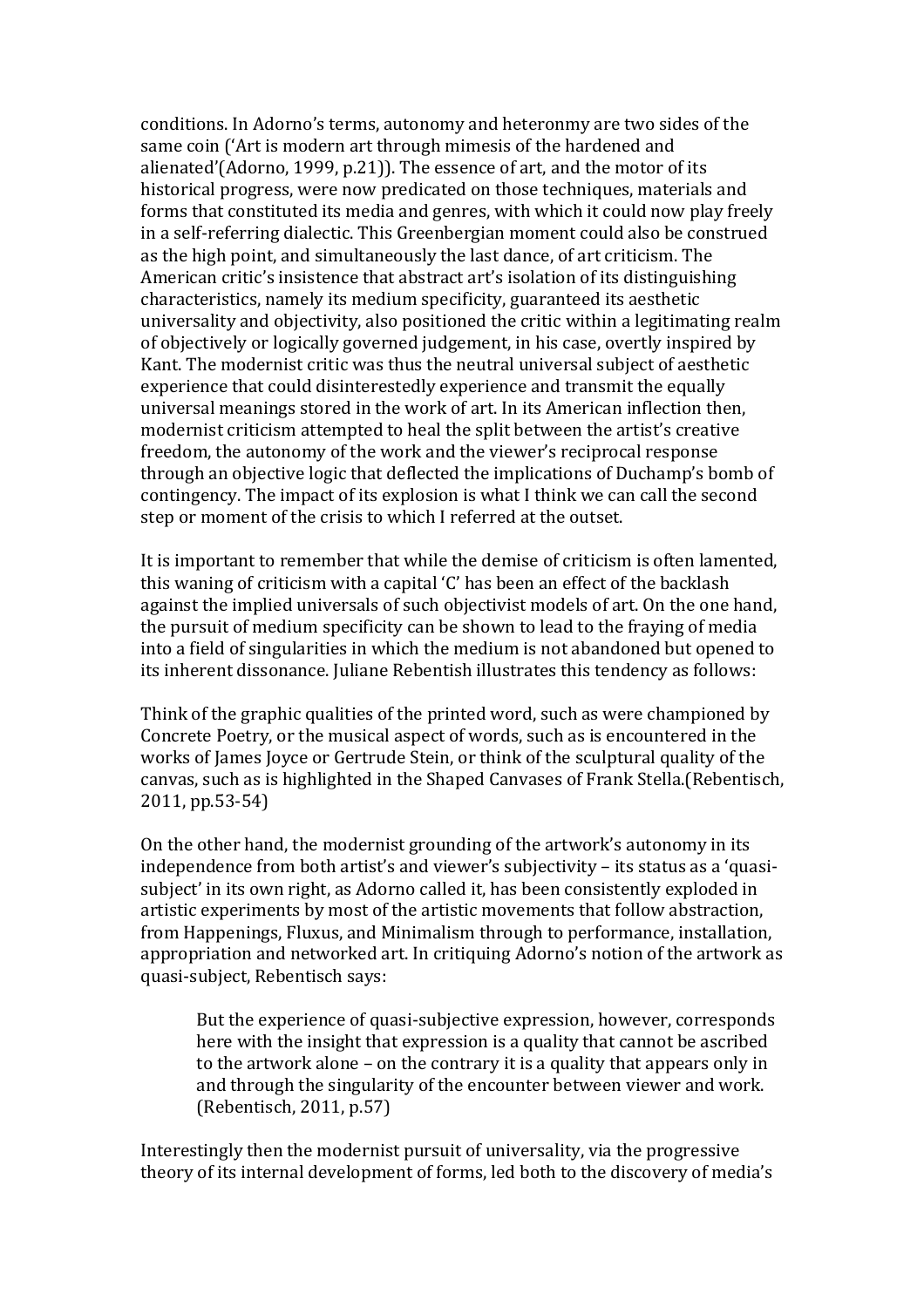conditions. In Adorno's terms, autonomy and heteronmy are two sides of the same coin ('Art is modern art through mimesis of the hardened and alienated'(Adorno, 1999, p.21)). The essence of art, and the motor of its historical progress, were now predicated on those techniques, materials and forms that constituted its media and genres, with which it could now play freely in a self-referring dialectic. This Greenbergian moment could also be construed as the high point, and simultaneously the last dance, of art criticism. The American critic's insistence that abstract art's isolation of its distinguishing characteristics, namely its medium specificity, guaranteed its aesthetic universality and objectivity, also positioned the critic within a legitimating realm of objectively or logically governed judgement, in his case, overtly inspired by Kant. The modernist critic was thus the neutral universal subject of aesthetic experience that could disinterestedly experience and transmit the equally universal meanings stored in the work of art. In its American inflection then, modernist criticism attempted to heal the split between the artist's creative freedom, the autonomy of the work and the viewer's reciprocal response through an objective logic that deflected the implications of Duchamp's bomb of contingency. The impact of its explosion is what I think we can call the second step or moment of the crisis to which I referred at the outset.

It is important to remember that while the demise of criticism is often lamented, this waning of criticism with a capital 'C' has been an effect of the backlash against the implied universals of such objectivist models of art. On the one hand, the pursuit of medium specificity can be shown to lead to the fraying of media into a field of singularities in which the medium is not abandoned but opened to its inherent dissonance. Juliane Rebentish illustrates this tendency as follows:

Think of the graphic qualities of the printed word, such as were championed by Concrete Poetry, or the musical aspect of words, such as is encountered in the works of James Joyce or Gertrude Stein, or think of the sculptural quality of the canvas, such as is highlighted in the Shaped Canvases of Frank Stella.(Rebentisch, 2011, pp.53-54)

On the other hand, the modernist grounding of the artwork's autonomy in its independence from both artist's and viewer's subjectivity – its status as a 'quasi-subject' in its own right, as Adorno called it, has been consistently exploded in artistic experiments by most of the artistic movements that follow abstraction, from Happenings, Fluxus, and Minimalism through to performance, installation, appropriation and networked art. In critiquing Adorno's notion of the artwork as quasi-subject, Rebentisch says:

> But the experience of quasi-subjective expression, however, corresponds here with the insight that expression is a quality that cannot be ascribed to the artwork alone – on the contrary it is a quality that appears only in and through the singularity of the encounter between viewer and work. (Rebentisch, 2011, p.57)

Interestingly then the modernist pursuit of universality, via the progressive theory of its internal development of forms, led both to the discovery of media's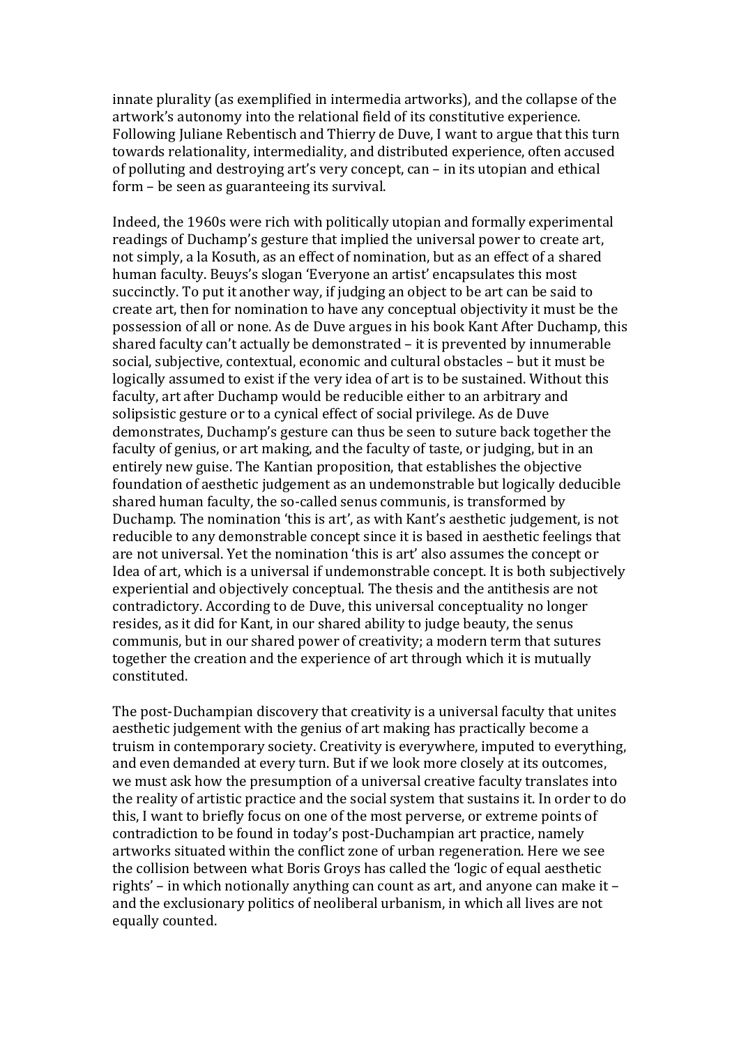innate plurality (as exemplified in intermedia artworks), and the collapse of the artwork's autonomy into the relational field of its constitutive experience. Following Juliane Rebentisch and Thierry de Duve, I want to argue that this turn towards relationality, intermediality, and distributed experience, often accused of polluting and destroying art's very concept, can – in its utopian and ethical form – be seen as guaranteeing its survival.

Indeed, the 1960s were rich with politically utopian and formally experimental readings of Duchamp's gesture that implied the universal power to create art, not simply, a la Kosuth, as an effect of nomination, but as an effect of a shared human faculty. Beuys's slogan 'Everyone an artist' encapsulates this most succinctly. To put it another way, if judging an object to be art can be said to create art, then for nomination to have any conceptual objectivity it must be the possession of all or none. As de Duve argues in his book Kant After Duchamp, this shared faculty can't actually be demonstrated – it is prevented by innumerable social, subjective, contextual, economic and cultural obstacles – but it must be logically assumed to exist if the very idea of art is to be sustained. Without this faculty, art after Duchamp would be reducible either to an arbitrary and solipsistic gesture or to a cynical effect of social privilege. As de Duve demonstrates, Duchamp's gesture can thus be seen to suture back together the faculty of genius, or art making, and the faculty of taste, or judging, but in an entirely new guise. The Kantian proposition, that establishes the objective foundation of aesthetic judgement as an undemonstrable but logically deducible shared human faculty, the so-called senus communis, is transformed by Duchamp. The nomination 'this is art', as with Kant's aesthetic judgement, is not reducible to any demonstrable concept since it is based in aesthetic feelings that are not universal. Yet the nomination 'this is art' also assumes the concept or Idea of art, which is a universal if undemonstrable concept. It is both subjectively experiential and objectively conceptual. The thesis and the antithesis are not contradictory. According to de Duve, this universal conceptuality no longer resides, as it did for Kant, in our shared ability to judge beauty, the senus communis, but in our shared power of creativity; a modern term that sutures together the creation and the experience of art through which it is mutually constituted.

The post-Duchampian discovery that creativity is a universal faculty that unites aesthetic judgement with the genius of art making has practically become a truism in contemporary society. Creativity is everywhere, imputed to everything, and even demanded at every turn. But if we look more closely at its outcomes, we must ask how the presumption of a universal creative faculty translates into the reality of artistic practice and the social system that sustains it. In order to do this, I want to briefly focus on one of the most perverse, or extreme points of contradiction to be found in today's post-Duchampian art practice, namely artworks situated within the conflict zone of urban regeneration. Here we see the collision between what Boris Groys has called the 'logic of equal aesthetic rights' – in which notionally anything can count as art, and anyone can make it – and the exclusionary politics of neoliberal urbanism, in which all lives are not equally counted.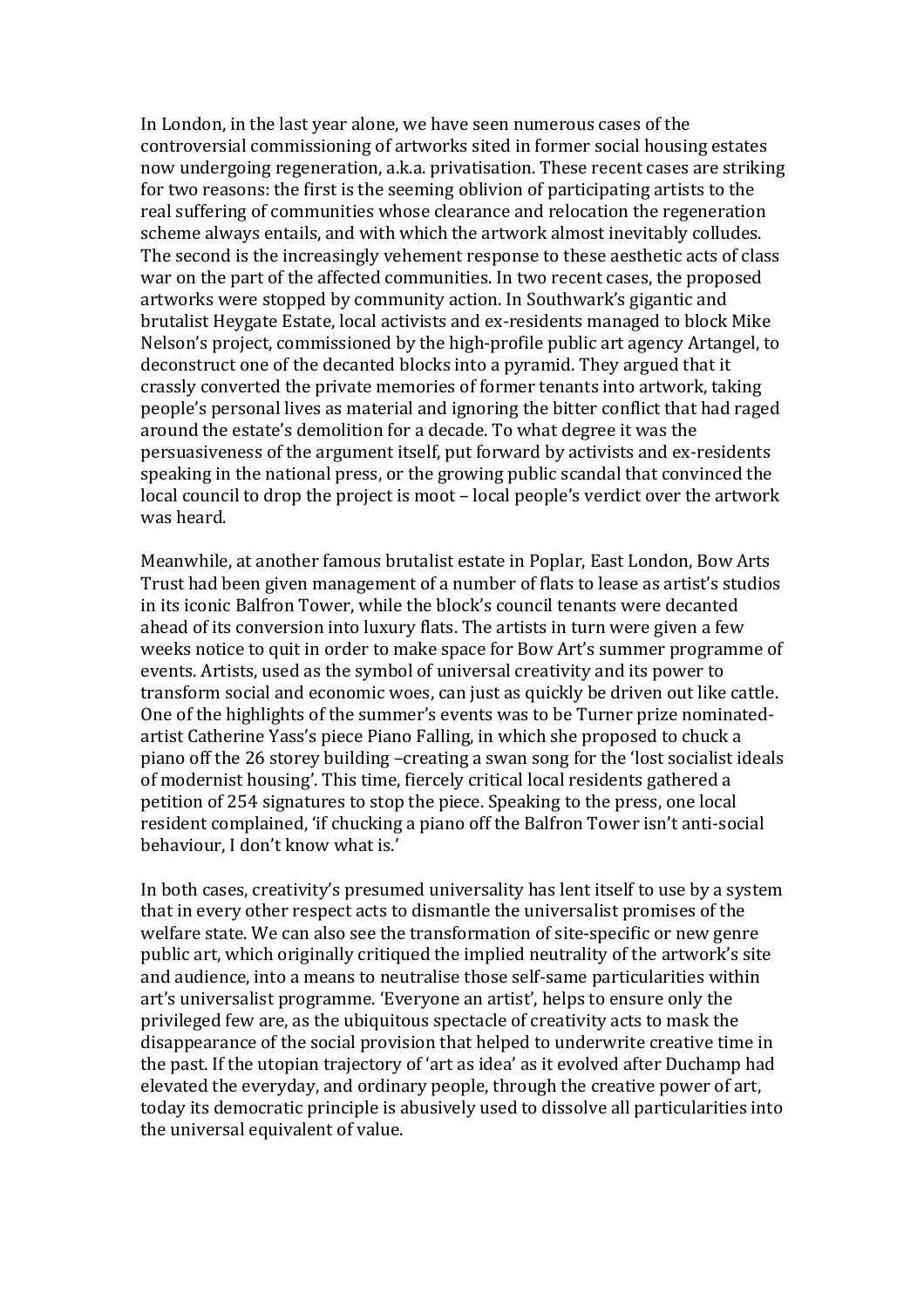In London, in the last year alone, we have seen numerous cases of the controversial commissioning of artworks sited in former social housing estates now undergoing regeneration, a.k.a. privatisation. These recent cases are striking for two reasons: the first is the seeming oblivion of participating artists to the real suffering of communities whose clearance and relocation the regeneration scheme always entails, and with which the artwork almost inevitably colludes. The second is the increasingly vehement response to these aesthetic acts of class war on the part of the affected communities. In two recent cases, the proposed artworks were stopped by community action. In Southwark's gigantic and brutalist Heygate Estate, local activists and ex-residents managed to block Mike Nelson's project, commissioned by the high-profile public art agency Artangel, to deconstruct one of the decanted blocks into a pyramid. They argued that it crassly converted the private memories of former tenants into artwork, taking people's personal lives as material and ignoring the bitter conflict that had raged around the estate's demolition for a decade. To what degree it was the persuasiveness of the argument itself, put forward by activists and ex-residents speaking in the national press, or the growing public scandal that convinced the local council to drop the project is moot – local people's verdict over the artwork was heard.

Meanwhile, at another famous brutalist estate in Poplar, East London, Bow Arts Trust had been given management of a number of flats to lease as artist's studios in its iconic Balfron Tower, while the block's council tenants were decanted ahead of its conversion into luxury flats. The artists in turn were given a few weeks notice to quit in order to make space for Bow Art's summer programme of events. Artists, used as the symbol of universal creativity and its power to transform social and economic woes, can just as quickly be driven out like cattle. One of the highlights of the summer's events was to be Turner prize nominated-artist Catherine Yass's piece Piano Falling, in which she proposed to chuck a piano off the 26 storey building –creating a swan song for the 'lost socialist ideals of modernist housing'. This time, fiercely critical local residents gathered a petition of 254 signatures to stop the piece. Speaking to the press, one local resident complained, 'if chucking a piano off the Balfron Tower isn't anti-social behaviour, I don't know what is.'

In both cases, creativity's presumed universality has lent itself to use by a system that in every other respect acts to dismantle the universalist promises of the welfare state. We can also see the transformation of site-specific or new genre public art, which originally critiqued the implied neutrality of the artwork's site and audience, into a means to neutralise those self-same particularities within art's universalist programme. 'Everyone an artist', helps to ensure only the privileged few are, as the ubiquitous spectacle of creativity acts to mask the disappearance of the social provision that helped to underwrite creative time in the past. If the utopian trajectory of 'art as idea' as it evolved after Duchamp had elevated the everyday, and ordinary people, through the creative power of art, today its democratic principle is abusively used to dissolve all particularities into the universal equivalent of value.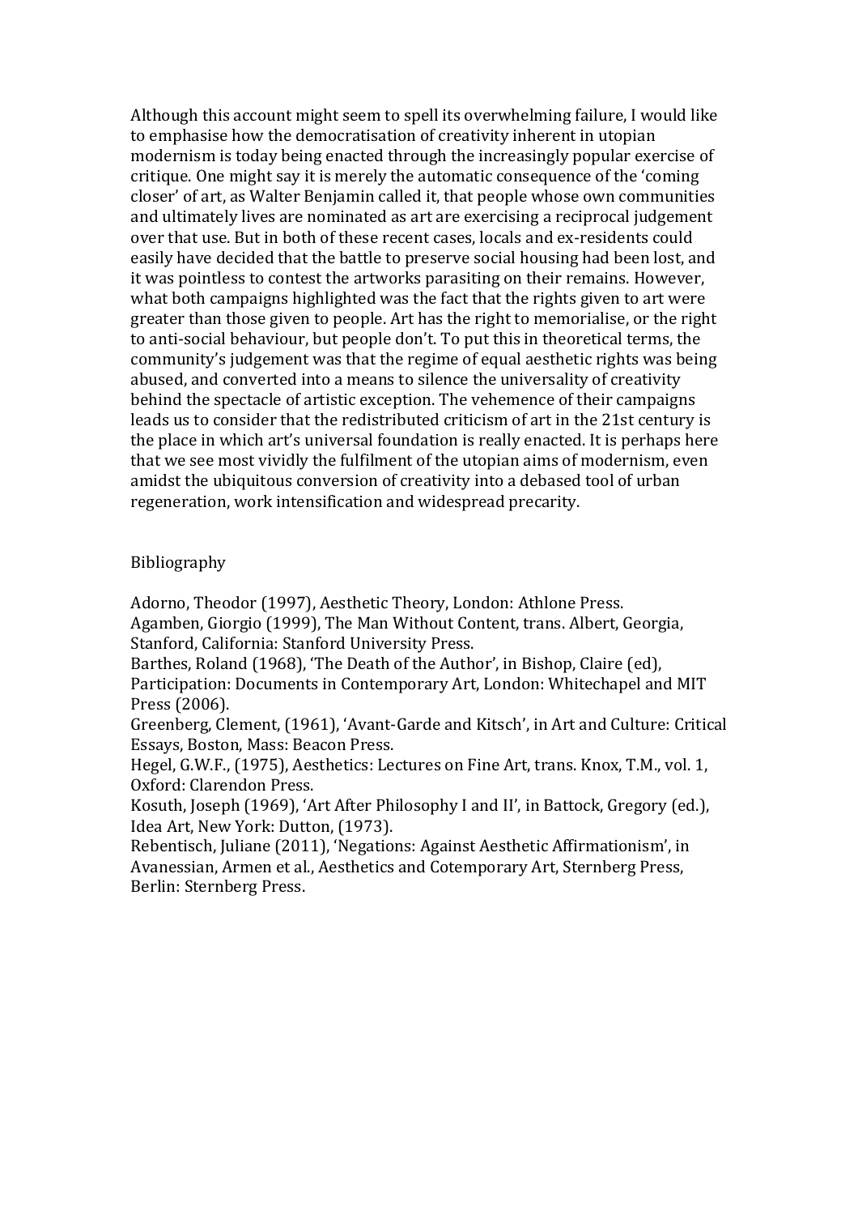Although this account might seem to spell its overwhelming failure, I would like to emphasise how the democratisation of creativity inherent in utopian modernism is today being enacted through the increasingly popular exercise of critique. One might say it is merely the automatic consequence of the 'coming closer' of art, as Walter Benjamin called it, that people whose own communities and ultimately lives are nominated as art are exercising a reciprocal judgement over that use. But in both of these recent cases, locals and ex-residents could easily have decided that the battle to preserve social housing had been lost, and it was pointless to contest the artworks parasiting on their remains. However, what both campaigns highlighted was the fact that the rights given to art were greater than those given to people. Art has the right to memorialise, or the right to anti-social behaviour, but people don't. To put this in theoretical terms, the community's judgement was that the regime of equal aesthetic rights was being abused, and converted into a means to silence the universality of creativity behind the spectacle of artistic exception. The vehemence of their campaigns leads us to consider that the redistributed criticism of art in the 21st century is the place in which art's universal foundation is really enacted. It is perhaps here that we see most vividly the fulfilment of the utopian aims of modernism, even amidst the ubiquitous conversion of creativity into a debased tool of urban regeneration, work intensification and widespread precarity.

## Bibliography

Adorno, Theodor (1997), Aesthetic Theory, London: Athlone Press.
Agamben, Giorgio (1999), The Man Without Content, trans. Albert, Georgia, Stanford, California: Stanford University Press.
Barthes, Roland (1968), 'The Death of the Author', in Bishop, Claire (ed), Participation: Documents in Contemporary Art, London: Whitechapel and MIT Press (2006).
Greenberg, Clement, (1961), 'Avant-Garde and Kitsch', in Art and Culture: Critical Essays, Boston, Mass: Beacon Press.
Hegel, G.W.F., (1975), Aesthetics: Lectures on Fine Art, trans. Knox, T.M., vol. 1, Oxford: Clarendon Press.
Kosuth, Joseph (1969), 'Art After Philosophy I and II', in Battock, Gregory (ed.), Idea Art, New York: Dutton, (1973).
Rebentisch, Juliane (2011), 'Negations: Against Aesthetic Affirmationism', in Avanessian, Armen et al., Aesthetics and Cotemporary Art, Sternberg Press, Berlin: Sternberg Press.